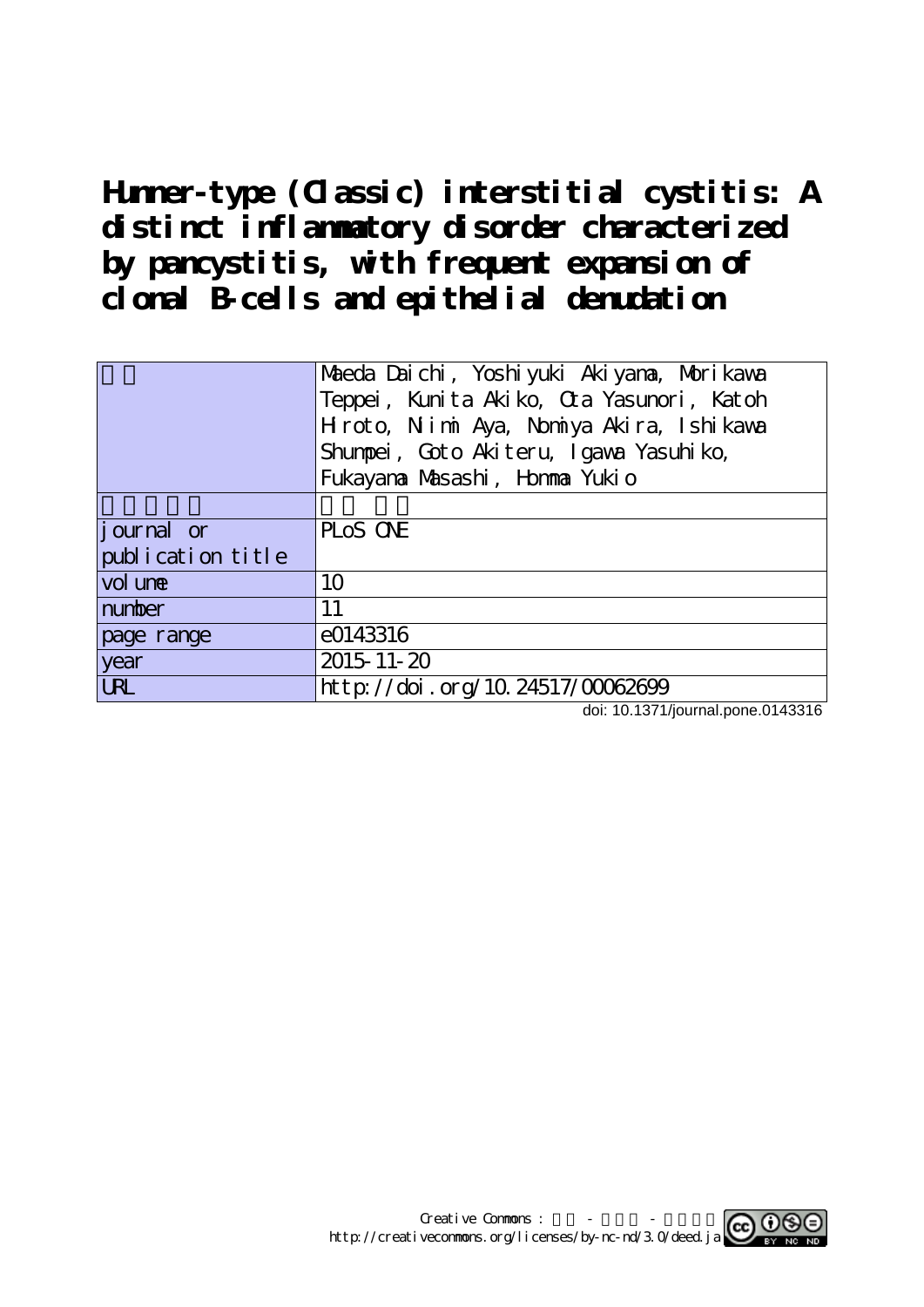# Hunner-type (Classic) interstitial cystitis: A distinct inflammatory disorder characterized by pancystitis, with frequent expansion of clonal B-cells and epithelial denudation

| | |
|---|---|
| | Maeda Daichi, Yoshiyuki Akiyama, Morikawa Teppei, Kunita Akiko, Ota Yasunori, Katoh Hiroto, Niimi Aya, Nomiya Akira, Ishikawa Shumpei, Goto Akiteru, Igawa Yasuhiko, Fukayama Masashi, Homma Yukio |
| | |
| journal or publication title | PLoS ONE |
| volume | 10 |
| number | 11 |
| page range | e0143316 |
| year | 2015-11-20 |
| URL | http://doi.org/10.24517/00062699 |

doi: 10.1371/journal.pone.0143316

Creative Commons : - -
http://creativecommons.org/licenses/by-nc-nd/3.0/deed.ja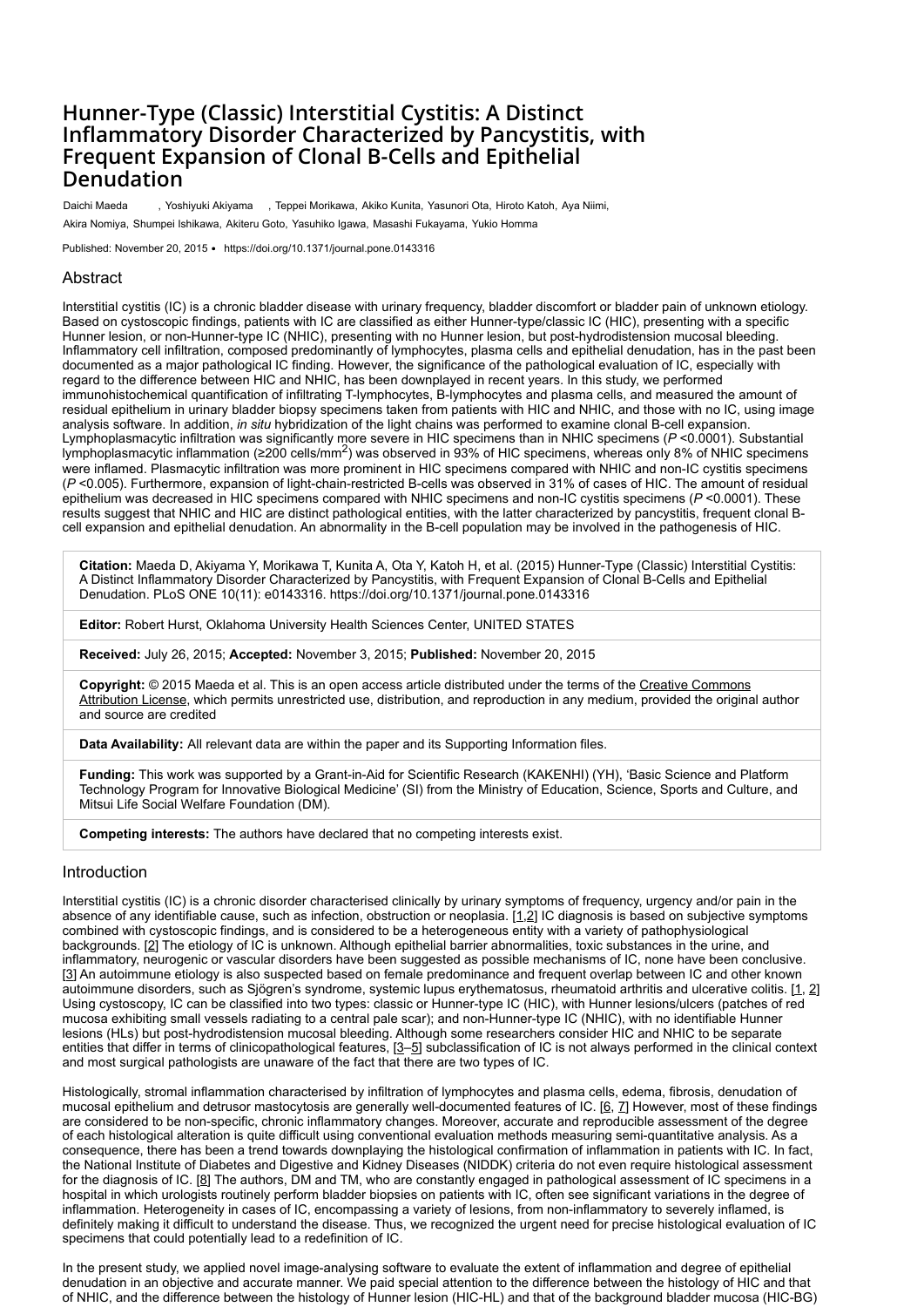# Hunner-Type (Classic) Interstitial Cystitis: A Distinct Inflammatory Disorder Characterized by Pancystitis, with Frequent Expansion of Clonal B-Cells and Epithelial Denudation

Daichi Maeda, Yoshiyuki Akiyama, Teppei Morikawa, Akiko Kunita, Yasunori Ota, Hiroto Katoh, Aya Niimi, Akira Nomiya, Shumpei Ishikawa, Akiteru Goto, Yasuhiko Igawa, Masashi Fukayama, Yukio Homma

Published: November 20, 2015 • https://doi.org/10.1371/journal.pone.0143316

## Abstract

Interstitial cystitis (IC) is a chronic bladder disease with urinary frequency, bladder discomfort or bladder pain of unknown etiology. Based on cystoscopic findings, patients with IC are classified as either Hunner-type/classic IC (HIC), presenting with a specific Hunner lesion, or non-Hunner-type IC (NHIC), presenting with no Hunner lesion, but post-hydrodistension mucosal bleeding. Inflammatory cell infiltration, composed predominantly of lymphocytes, plasma cells and epithelial denudation, has in the past been documented as a major pathological IC finding. However, the significance of the pathological evaluation of IC, especially with regard to the difference between HIC and NHIC, has been downplayed in recent years. In this study, we performed immunohistochemical quantification of infiltrating T-lymphocytes, B-lymphocytes and plasma cells, and measured the amount of residual epithelium in urinary bladder biopsy specimens taken from patients with HIC and NHIC, and those with no IC, using image analysis software. In addition, *in situ* hybridization of the light chains was performed to examine clonal B-cell expansion. Lymphoplasmacytic infiltration was significantly more severe in HIC specimens than in NHIC specimens (*P* <0.0001). Substantial lymphoplasmacytic inflammation (≥200 cells/mm$^2$) was observed in 93% of HIC specimens, whereas only 8% of NHIC specimens were inflamed. Plasmacytic infiltration was more prominent in HIC specimens compared with NHIC and non-IC cystitis specimens (*P* <0.005). Furthermore, expansion of light-chain-restricted B-cells was observed in 31% of cases of HIC. The amount of residual epithelium was decreased in HIC specimens compared with NHIC specimens and non-IC cystitis specimens (*P* <0.0001). These results suggest that NHIC and HIC are distinct pathological entities, with the latter characterized by pancystitis, frequent clonal B-cell expansion and epithelial denudation. An abnormality in the B-cell population may be involved in the pathogenesis of HIC.

**Citation:** Maeda D, Akiyama Y, Morikawa T, Kunita A, Ota Y, Katoh H, et al. (2015) Hunner-Type (Classic) Interstitial Cystitis: A Distinct Inflammatory Disorder Characterized by Pancystitis, with Frequent Expansion of Clonal B-Cells and Epithelial Denudation. PLoS ONE 10(11): e0143316. https://doi.org/10.1371/journal.pone.0143316

**Editor:** Robert Hurst, Oklahoma University Health Sciences Center, UNITED STATES

**Received:** July 26, 2015; **Accepted:** November 3, 2015; **Published:** November 20, 2015

**Copyright:** © 2015 Maeda et al. This is an open access article distributed under the terms of the Creative Commons Attribution License, which permits unrestricted use, distribution, and reproduction in any medium, provided the original author and source are credited

**Data Availability:** All relevant data are within the paper and its Supporting Information files.

**Funding:** This work was supported by a Grant-in-Aid for Scientific Research (KAKENHI) (YH), 'Basic Science and Platform Technology Program for Innovative Biological Medicine' (SI) from the Ministry of Education, Science, Sports and Culture, and Mitsui Life Social Welfare Foundation (DM).

**Competing interests:** The authors have declared that no competing interests exist.

## Introduction

Interstitial cystitis (IC) is a chronic disorder characterised clinically by urinary symptoms of frequency, urgency and/or pain in the absence of any identifiable cause, such as infection, obstruction or neoplasia. [1,2] IC diagnosis is based on subjective symptoms combined with cystoscopic findings, and is considered to be a heterogeneous entity with a variety of pathophysiological backgrounds. [2] The etiology of IC is unknown. Although epithelial barrier abnormalities, toxic substances in the urine, and inflammatory, neurogenic or vascular disorders have been suggested as possible mechanisms of IC, none have been conclusive. [3] An autoimmune etiology is also suspected based on female predominance and frequent overlap between IC and other known autoimmune disorders, such as Sjögren's syndrome, systemic lupus erythematosus, rheumatoid arthritis and ulcerative colitis. [1, 2] Using cystoscopy, IC can be classified into two types: classic or Hunner-type IC (HIC), with Hunner lesions/ulcers (patches of red mucosa exhibiting small vessels radiating to a central pale scar); and non-Hunner-type IC (NHIC), with no identifiable Hunner lesions (HLs) but post-hydrodistension mucosal bleeding. Although some researchers consider HIC and NHIC to be separate entities that differ in terms of clinicopathological features, [3–5] subclassification of IC is not always performed in the clinical context and most surgical pathologists are unaware of the fact that there are two types of IC.

Histologically, stromal inflammation characterised by infiltration of lymphocytes and plasma cells, edema, fibrosis, denudation of mucosal epithelium and detrusor mastocytosis are generally well-documented features of IC. [6, 7] However, most of these findings are considered to be non-specific, chronic inflammatory changes. Moreover, accurate and reproducible assessment of the degree of each histological alteration is quite difficult using conventional evaluation methods measuring semi-quantitative analysis. As a consequence, there has been a trend towards downplaying the histological confirmation of inflammation in patients with IC. In fact, the National Institute of Diabetes and Digestive and Kidney Diseases (NIDDK) criteria do not even require histological assessment for the diagnosis of IC. [8] The authors, DM and TM, who are constantly engaged in pathological assessment of IC specimens in a hospital in which urologists routinely perform bladder biopsies on patients with IC, often see significant variations in the degree of inflammation. Heterogeneity in cases of IC, encompassing a variety of lesions, from non-inflammatory to severely inflamed, is definitely making it difficult to understand the disease. Thus, we recognized the urgent need for precise histological evaluation of IC specimens that could potentially lead to a redefinition of IC.

In the present study, we applied novel image-analysing software to evaluate the extent of inflammation and degree of epithelial denudation in an objective and accurate manner. We paid special attention to the difference between the histology of HIC and that of NHIC, and the difference between the histology of Hunner lesion (HIC-HL) and that of the background bladder mucosa (HIC-BG)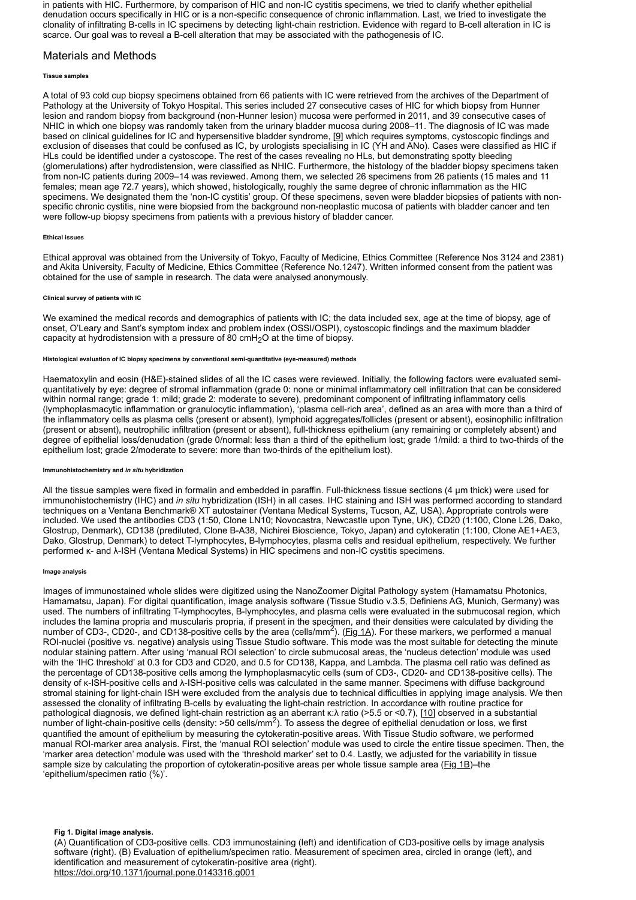in patients with HIC. Furthermore, by comparison of HIC and non-IC cystitis specimens, we tried to clarify whether epithelial denudation occurs specifically in HIC or is a non-specific consequence of chronic inflammation. Last, we tried to investigate the clonality of infiltrating B-cells in IC specimens by detecting light-chain restriction. Evidence with regard to B-cell alteration in IC is scarce. Our goal was to reveal a B-cell alteration that may be associated with the pathogenesis of IC.

## Materials and Methods

#### Tissue samples

A total of 93 cold cup biopsy specimens obtained from 66 patients with IC were retrieved from the archives of the Department of Pathology at the University of Tokyo Hospital. This series included 27 consecutive cases of HIC for which biopsy from Hunner lesion and random biopsy from background (non-Hunner lesion) mucosa were performed in 2011, and 39 consecutive cases of NHIC in which one biopsy was randomly taken from the urinary bladder mucosa during 2008–11. The diagnosis of IC was made based on clinical guidelines for IC and hypersensitive bladder syndrome, [9] which requires symptoms, cystoscopic findings and exclusion of diseases that could be confused as IC, by urologists specialising in IC (YH and ANo). Cases were classified as HIC if HLs could be identified under a cystoscope. The rest of the cases revealing no HLs, but demonstrating spotty bleeding (glomerulations) after hydrodistension, were classified as NHIC. Furthermore, the histology of the bladder biopsy specimens taken from non-IC patients during 2009–14 was reviewed. Among them, we selected 26 specimens from 26 patients (15 males and 11 females; mean age 72.7 years), which showed, histologically, roughly the same degree of chronic inflammation as the HIC specimens. We designated them the 'non-IC cystitis' group. Of these specimens, seven were bladder biopsies of patients with non-specific chronic cystitis, nine were biopsied from the background non-neoplastic mucosa of patients with bladder cancer and ten were follow-up biopsy specimens from patients with a previous history of bladder cancer.

#### Ethical issues

Ethical approval was obtained from the University of Tokyo, Faculty of Medicine, Ethics Committee (Reference Nos 3124 and 2381) and Akita University, Faculty of Medicine, Ethics Committee (Reference No.1247). Written informed consent from the patient was obtained for the use of sample in research. The data were analysed anonymously.

#### Clinical survey of patients with IC

We examined the medical records and demographics of patients with IC; the data included sex, age at the time of biopsy, age of onset, O'Leary and Sant's symptom index and problem index (OSSI/OSPI), cystoscopic findings and the maximum bladder capacity at hydrodistension with a pressure of 80 cm$H_2O$ at the time of biopsy.

#### Histological evaluation of IC biopsy specimens by conventional semi-quantitative (eye-measured) methods

Haematoxylin and eosin (H&E)-stained slides of all the IC cases were reviewed. Initially, the following factors were evaluated semi-quantitatively by eye: degree of stromal inflammation (grade 0: none or minimal inflammatory cell infiltration that can be considered within normal range; grade 1: mild; grade 2: moderate to severe), predominant component of infiltrating inflammatory cells (lymphoplasmacytic inflammation or granulocytic inflammation), 'plasma cell-rich area', defined as an area with more than a third of the inflammatory cells as plasma cells (present or absent), lymphoid aggregates/follicles (present or absent), eosinophilic infiltration (present or absent), neutrophilic infiltration (present or absent), full-thickness epithelium (any remaining or completely absent) and degree of epithelial loss/denudation (grade 0/normal: less than a third of the epithelium lost; grade 1/mild: a third to two-thirds of the epithelium lost; grade 2/moderate to severe: more than two-thirds of the epithelium lost).

#### Immunohistochemistry and *in situ* hybridization

All the tissue samples were fixed in formalin and embedded in paraffin. Full-thickness tissue sections (4 μm thick) were used for immunohistochemistry (IHC) and *in situ* hybridization (ISH) in all cases. IHC staining and ISH was performed according to standard techniques on a Ventana Benchmark® XT autostainer (Ventana Medical Systems, Tucson, AZ, USA). Appropriate controls were included. We used the antibodies CD3 (1:50, Clone LN10; Novocastra, Newcastle upon Tyne, UK), CD20 (1:100, Clone L26, Dako, Glostrup, Denmark), CD138 (prediluted, Clone B-A38, Nichirei Bioscience, Tokyo, Japan) and cytokeratin (1:100, Clone AE1+AE3, Dako, Glostrup, Denmark) to detect T-lymphocytes, B-lymphocytes, plasma cells and residual epithelium, respectively. We further performed κ- and λ-ISH (Ventana Medical Systems) in HIC specimens and non-IC cystitis specimens.

#### Image analysis

Images of immunostained whole slides were digitized using the NanoZoomer Digital Pathology system (Hamamatsu Photonics, Hamamatsu, Japan). For digital quantification, image analysis software (Tissue Studio v.3.5, Definiens AG, Munich, Germany) was used. The numbers of infiltrating T-lymphocytes, B-lymphocytes, and plasma cells were evaluated in the submucosal region, which includes the lamina propria and muscularis propria, if present in the specimen, and their densities were calculated by dividing the number of CD3-, CD20-, and CD138-positive cells by the area (cells/$mm^2$). (Fig 1A). For these markers, we performed a manual ROI-nuclei (positive vs. negative) analysis using Tissue Studio software. This mode was the most suitable for detecting the minute nodular staining pattern. After using 'manual ROI selection' to circle submucosal areas, the 'nucleus detection' module was used with the 'IHC threshold' at 0.3 for CD3 and CD20, and 0.5 for CD138, Kappa, and Lambda. The plasma cell ratio was defined as the percentage of CD138-positive cells among the lymphoplasmacytic cells (sum of CD3-, CD20- and CD138-positive cells). The density of κ-ISH-positive cells and λ-ISH-positive cells was calculated in the same manner. Specimens with diffuse background stromal staining for light-chain ISH were excluded from the analysis due to technical difficulties in applying image analysis. We then assessed the clonality of infiltrating B-cells by evaluating the light-chain restriction. In accordance with routine practice for pathological diagnosis, we defined light-chain restriction as an aberrant κ:λ ratio (>5.5 or <0.7), [10] observed in a substantial number of light-chain-positive cells (density: >50 cells/$mm^2$). To assess the degree of epithelial denudation or loss, we first quantified the amount of epithelium by measuring the cytokeratin-positive areas. With Tissue Studio software, we performed manual ROI-marker area analysis. First, the 'manual ROI selection' module was used to circle the entire tissue specimen. Then, the 'marker area detection' module was used with the 'threshold marker' set to 0.4. Lastly, we adjusted for the variability in tissue sample size by calculating the proportion of cytokeratin-positive areas per whole tissue sample area (Fig 1B)–the 'epithelium/specimen ratio (%)'.

**Fig 1. Digital image analysis.**
(A) Quantification of CD3-positive cells. CD3 immunostaining (left) and identification of CD3-positive cells by image analysis software (right). (B) Evaluation of epithelium/specimen ratio. Measurement of specimen area, circled in orange (left), and identification and measurement of cytokeratin-positive area (right).
https://doi.org/10.1371/journal.pone.0143316.g001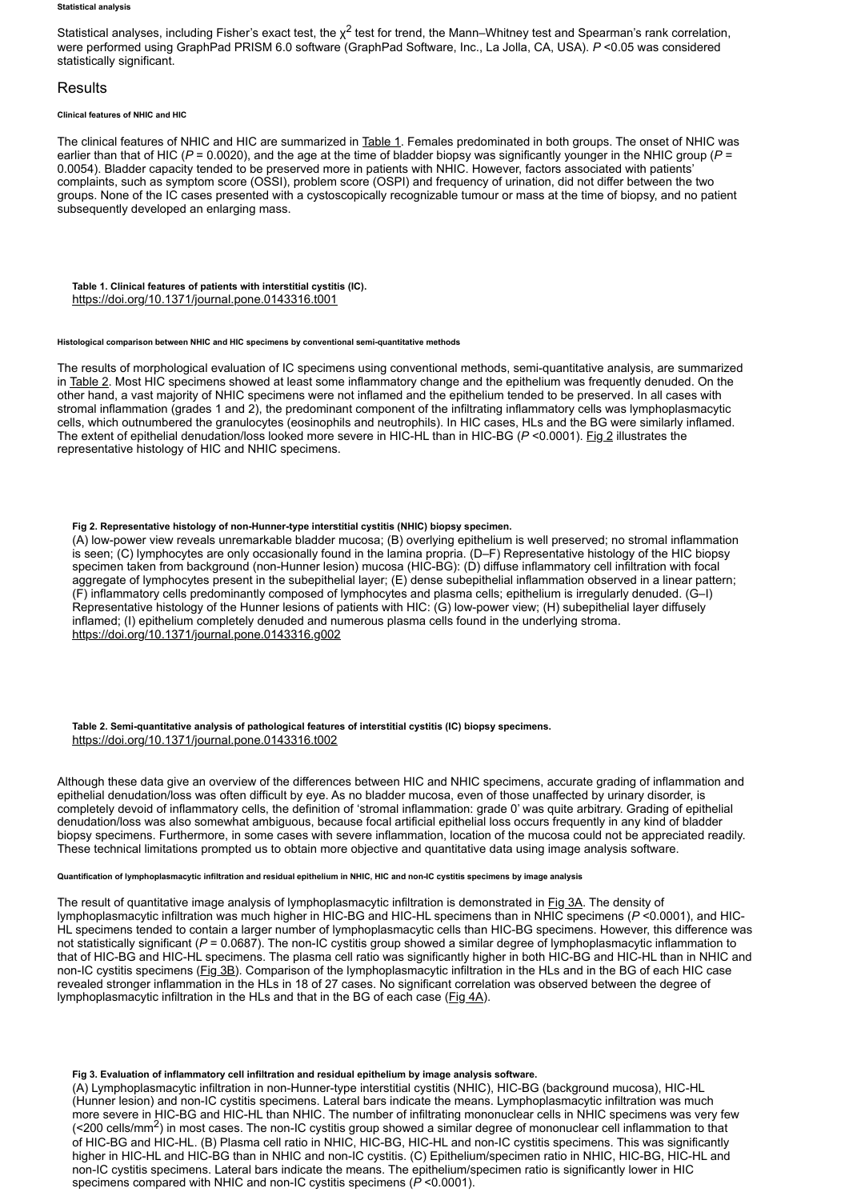##### Statistical analysis

Statistical analyses, including Fisher's exact test, the $\chi^2$ test for trend, the Mann–Whitney test and Spearman's rank correlation, were performed using GraphPad PRISM 6.0 software (GraphPad Software, Inc., La Jolla, CA, USA). $P$ <0.05 was considered statistically significant.

## Results

##### Clinical features of NHIC and HIC

The clinical features of NHIC and HIC are summarized in Table 1. Females predominated in both groups. The onset of NHIC was earlier than that of HIC ($P$ = 0.0020), and the age at the time of bladder biopsy was significantly younger in the NHIC group ($P$ = 0.0054). Bladder capacity tended to be preserved more in patients with NHIC. However, factors associated with patients' complaints, such as symptom score (OSSI), problem score (OSPI) and frequency of urination, did not differ between the two groups. None of the IC cases presented with a cystoscopically recognizable tumour or mass at the time of biopsy, and no patient subsequently developed an enlarging mass.

**Table 1. Clinical features of patients with interstitial cystitis (IC).**
https://doi.org/10.1371/journal.pone.0143316.t001

##### Histological comparison between NHIC and HIC specimens by conventional semi-quantitative methods

The results of morphological evaluation of IC specimens using conventional methods, semi-quantitative analysis, are summarized in Table 2. Most HIC specimens showed at least some inflammatory change and the epithelium was frequently denuded. On the other hand, a vast majority of NHIC specimens were not inflamed and the epithelium tended to be preserved. In all cases with stromal inflammation (grades 1 and 2), the predominant component of the infiltrating inflammatory cells was lymphoplasmacytic cells, which outnumbered the granulocytes (eosinophils and neutrophils). In HIC cases, HLs and the BG were similarly inflamed. The extent of epithelial denudation/loss looked more severe in HIC-HL than in HIC-BG ($P$ <0.0001). Fig 2 illustrates the representative histology of HIC and NHIC specimens.

**Fig 2. Representative histology of non-Hunner-type interstitial cystitis (NHIC) biopsy specimen.**
(A) low-power view reveals unremarkable bladder mucosa; (B) overlying epithelium is well preserved; no stromal inflammation is seen; (C) lymphocytes are only occasionally found in the lamina propria. (D–F) Representative histology of the HIC biopsy specimen taken from background (non-Hunner lesion) mucosa (HIC-BG): (D) diffuse inflammatory cell infiltration with focal aggregate of lymphocytes present in the subepithelial layer; (E) dense subepithelial inflammation observed in a linear pattern; (F) inflammatory cells predominantly composed of lymphocytes and plasma cells; epithelium is irregularly denuded. (G–I) Representative histology of the Hunner lesions of patients with HIC: (G) low-power view; (H) subepithelial layer diffusely inflamed; (I) epithelium completely denuded and numerous plasma cells found in the underlying stroma.
https://doi.org/10.1371/journal.pone.0143316.g002

**Table 2. Semi-quantitative analysis of pathological features of interstitial cystitis (IC) biopsy specimens.**
https://doi.org/10.1371/journal.pone.0143316.t002

Although these data give an overview of the differences between HIC and NHIC specimens, accurate grading of inflammation and epithelial denudation/loss was often difficult by eye. As no bladder mucosa, even of those unaffected by urinary disorder, is completely devoid of inflammatory cells, the definition of 'stromal inflammation: grade 0' was quite arbitrary. Grading of epithelial denudation/loss was also somewhat ambiguous, because focal artificial epithelial loss occurs frequently in any kind of bladder biopsy specimens. Furthermore, in some cases with severe inflammation, location of the mucosa could not be appreciated readily. These technical limitations prompted us to obtain more objective and quantitative data using image analysis software.

##### Quantification of lymphoplasmacytic infiltration and residual epithelium in NHIC, HIC and non-IC cystitis specimens by image analysis

The result of quantitative image analysis of lymphoplasmacytic infiltration is demonstrated in Fig 3A. The density of lymphoplasmacytic infiltration was much higher in HIC-BG and HIC-HL specimens than in NHIC specimens ($P$ <0.0001), and HIC-HL specimens tended to contain a larger number of lymphoplasmacytic cells than HIC-BG specimens. However, this difference was not statistically significant ($P$ = 0.0687). The non-IC cystitis group showed a similar degree of lymphoplasmacytic inflammation to that of HIC-BG and HIC-HL specimens. The plasma cell ratio was significantly higher in both HIC-BG and HIC-HL than in NHIC and non-IC cystitis specimens (Fig 3B). Comparison of the lymphoplasmacytic infiltration in the HLs and in the BG of each HIC case revealed stronger inflammation in the HLs in 18 of 27 cases. No significant correlation was observed between the degree of lymphoplasmacytic infiltration in the HLs and that in the BG of each case (Fig 4A).

**Fig 3. Evaluation of inflammatory cell infiltration and residual epithelium by image analysis software.**
(A) Lymphoplasmacytic infiltration in non-Hunner-type interstitial cystitis (NHIC), HIC-BG (background mucosa), HIC-HL (Hunner lesion) and non-IC cystitis specimens. Lateral bars indicate the means. Lymphoplasmacytic infiltration was much more severe in HIC-BG and HIC-HL than NHIC. The number of infiltrating mononuclear cells in NHIC specimens was very few (<200 cells/mm$^2$) in most cases. The non-IC cystitis group showed a similar degree of mononuclear cell inflammation to that of HIC-BG and HIC-HL. (B) Plasma cell ratio in NHIC, HIC-BG, HIC-HL and non-IC cystitis specimens. This was significantly higher in HIC-HL and HIC-BG than in NHIC and non-IC cystitis. (C) Epithelium/specimen ratio in NHIC, HIC-BG, HIC-HL and non-IC cystitis specimens. Lateral bars indicate the means. The epithelium/specimen ratio is significantly lower in HIC specimens compared with NHIC and non-IC cystitis specimens ($P$ <0.0001).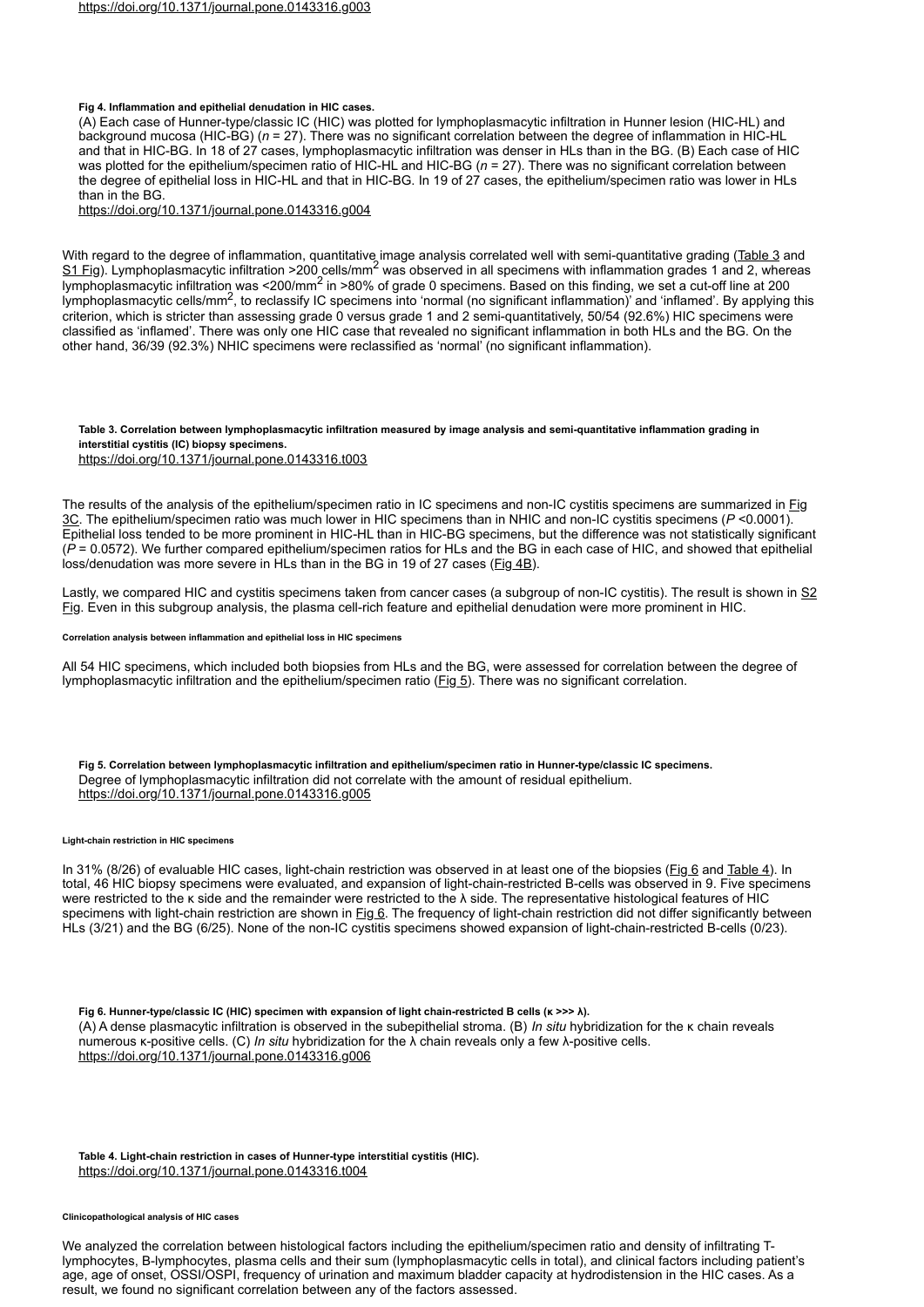https://doi.org/10.1371/journal.pone.0143316.g003

**Fig 4. Inflammation and epithelial denudation in HIC cases.**

(A) Each case of Hunner-type/classic IC (HIC) was plotted for lymphoplasmacytic infiltration in Hunner lesion (HIC-HL) and background mucosa (HIC-BG) (*n* = 27). There was no significant correlation between the degree of inflammation in HIC-HL and that in HIC-BG. In 18 of 27 cases, lymphoplasmacytic infiltration was denser in HLs than in the BG. (B) Each case of HIC was plotted for the epithelium/specimen ratio of HIC-HL and HIC-BG (*n* = 27). There was no significant correlation between the degree of epithelial loss in HIC-HL and that in HIC-BG. In 19 of 27 cases, the epithelium/specimen ratio was lower in HLs than in the BG.

https://doi.org/10.1371/journal.pone.0143316.g004

With regard to the degree of inflammation, quantitative image analysis correlated well with semi-quantitative grading (Table 3 and S1 Fig). Lymphoplasmacytic infiltration >200 cells/mm$^2$ was observed in all specimens with inflammation grades 1 and 2, whereas lymphoplasmacytic infiltration was <200/mm$^2$ in >80% of grade 0 specimens. Based on this finding, we set a cut-off line at 200 lymphoplasmacytic cells/mm$^2$, to reclassify IC specimens into 'normal (no significant inflammation)' and 'inflamed'. By applying this criterion, which is stricter than assessing grade 0 versus grade 1 and 2 semi-quantitatively, 50/54 (92.6%) HIC specimens were classified as 'inflamed'. There was only one HIC case that revealed no significant inflammation in both HLs and the BG. On the other hand, 36/39 (92.3%) NHIC specimens were reclassified as 'normal' (no significant inflammation).

**Table 3. Correlation between lymphoplasmacytic infiltration measured by image analysis and semi-quantitative inflammation grading in interstitial cystitis (IC) biopsy specimens.**

https://doi.org/10.1371/journal.pone.0143316.t003

The results of the analysis of the epithelium/specimen ratio in IC specimens and non-IC cystitis specimens are summarized in Fig 3C. The epithelium/specimen ratio was much lower in HIC specimens than in NHIC and non-IC cystitis specimens (*P* <0.0001). Epithelial loss tended to be more prominent in HIC-HL than in HIC-BG specimens, but the difference was not statistically significant (*P* = 0.0572). We further compared epithelium/specimen ratios for HLs and the BG in each case of HIC, and showed that epithelial loss/denudation was more severe in HLs than in the BG in 19 of 27 cases (Fig 4B).

Lastly, we compared HIC and cystitis specimens taken from cancer cases (a subgroup of non-IC cystitis). The result is shown in S2 Fig. Even in this subgroup analysis, the plasma cell-rich feature and epithelial denudation were more prominent in HIC.

#### Correlation analysis between inflammation and epithelial loss in HIC specimens

All 54 HIC specimens, which included both biopsies from HLs and the BG, were assessed for correlation between the degree of lymphoplasmacytic infiltration and the epithelium/specimen ratio (Fig 5). There was no significant correlation.

**Fig 5. Correlation between lymphoplasmacytic infiltration and epithelium/specimen ratio in Hunner-type/classic IC specimens.**

Degree of lymphoplasmacytic infiltration did not correlate with the amount of residual epithelium.

https://doi.org/10.1371/journal.pone.0143316.g005

#### Light-chain restriction in HIC specimens

In 31% (8/26) of evaluable HIC cases, light-chain restriction was observed in at least one of the biopsies (Fig 6 and Table 4). In total, 46 HIC biopsy specimens were evaluated, and expansion of light-chain-restricted B-cells was observed in 9. Five specimens were restricted to the κ side and the remainder were restricted to the λ side. The representative histological features of HIC specimens with light-chain restriction are shown in Fig 6. The frequency of light-chain restriction did not differ significantly between HLs (3/21) and the BG (6/25). None of the non-IC cystitis specimens showed expansion of light-chain-restricted B-cells (0/23).

**Fig 6. Hunner-type/classic IC (HIC) specimen with expansion of light chain-restricted B cells (κ >>> λ).**

(A) A dense plasmacytic infiltration is observed in the subepithelial stroma. (B) *In situ* hybridization for the κ chain reveals numerous κ-positive cells. (C) *In situ* hybridization for the λ chain reveals only a few λ-positive cells.

https://doi.org/10.1371/journal.pone.0143316.g006

**Table 4. Light-chain restriction in cases of Hunner-type interstitial cystitis (HIC).**

https://doi.org/10.1371/journal.pone.0143316.t004

#### Clinicopathological analysis of HIC cases

We analyzed the correlation between histological factors including the epithelium/specimen ratio and density of infiltrating T-lymphocytes, B-lymphocytes, plasma cells and their sum (lymphoplasmacytic cells in total), and clinical factors including patient's age, age of onset, OSSI/OSPI, frequency of urination and maximum bladder capacity at hydrodistension in the HIC cases. As a result, we found no significant correlation between any of the factors assessed.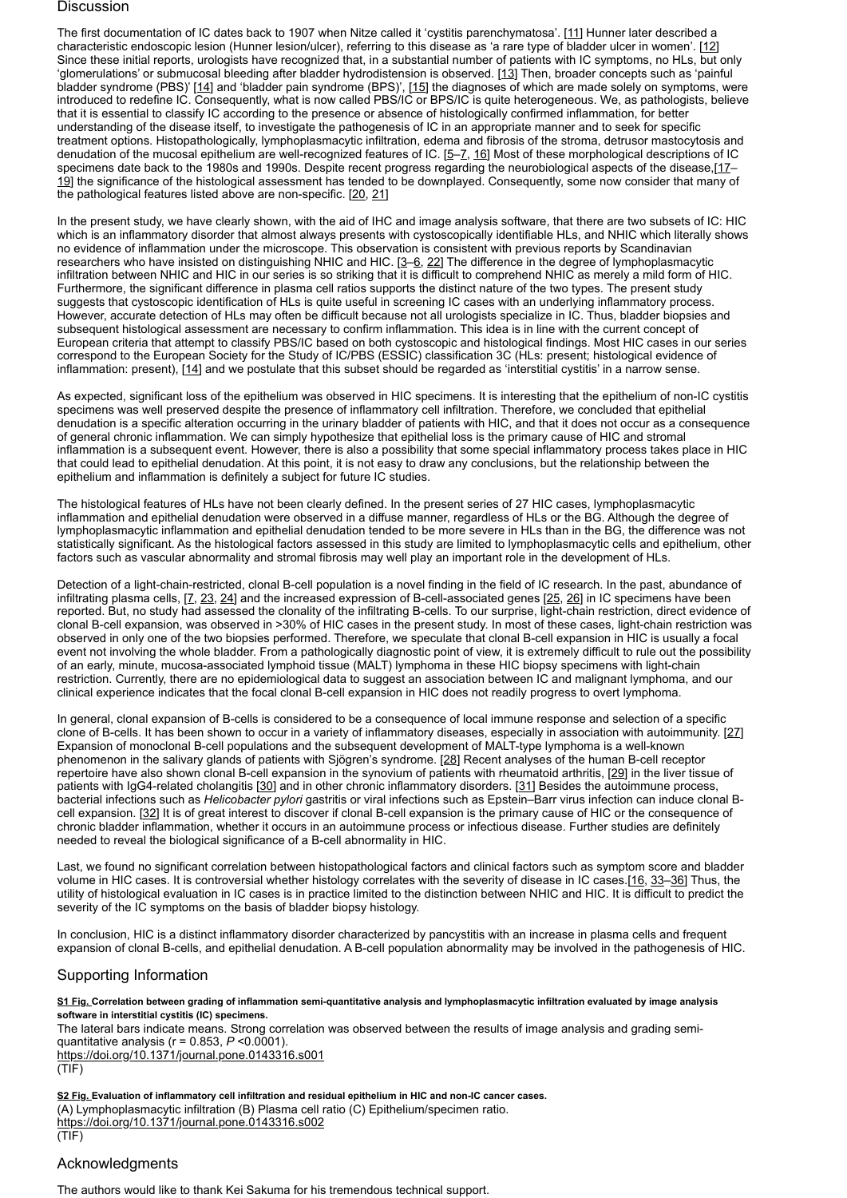## Discussion

The first documentation of IC dates back to 1907 when Nitze called it 'cystitis parenchymatosa'. [11] Hunner later described a characteristic endoscopic lesion (Hunner lesion/ulcer), referring to this disease as 'a rare type of bladder ulcer in women'. [12] Since these initial reports, urologists have recognized that, in a substantial number of patients with IC symptoms, no HLs, but only 'glomerulations' or submucosal bleeding after bladder hydrodistension is observed. [13] Then, broader concepts such as 'painful bladder syndrome (PBS)' [14] and 'bladder pain syndrome (BPS)', [15] the diagnoses of which are made solely on symptoms, were introduced to redefine IC. Consequently, what is now called PBS/IC or BPS/IC is quite heterogeneous. We, as pathologists, believe that it is essential to classify IC according to the presence or absence of histologically confirmed inflammation, for better understanding of the disease itself, to investigate the pathogenesis of IC in an appropriate manner and to seek for specific treatment options. Histopathologically, lymphoplasmacytic infiltration, edema and fibrosis of the stroma, detrusor mastocytosis and denudation of the mucosal epithelium are well-recognized features of IC. [5–7, 16] Most of these morphological descriptions of IC specimens date back to the 1980s and 1990s. Despite recent progress regarding the neurobiological aspects of the disease,[17–19] the significance of the histological assessment has tended to be downplayed. Consequently, some now consider that many of the pathological features listed above are non-specific. [20, 21]

In the present study, we have clearly shown, with the aid of IHC and image analysis software, that there are two subsets of IC: HIC which is an inflammatory disorder that almost always presents with cystoscopically identifiable HLs, and NHIC which literally shows no evidence of inflammation under the microscope. This observation is consistent with previous reports by Scandinavian researchers who have insisted on distinguishing NHIC and HIC. [3–6, 22] The difference in the degree of lymphoplasmacytic infiltration between NHIC and HIC in our series is so striking that it is difficult to comprehend NHIC as merely a mild form of HIC. Furthermore, the significant difference in plasma cell ratios supports the distinct nature of the two types. The present study suggests that cystoscopic identification of HLs is quite useful in screening IC cases with an underlying inflammatory process. However, accurate detection of HLs may often be difficult because not all urologists specialize in IC. Thus, bladder biopsies and subsequent histological assessment are necessary to confirm inflammation. This idea is in line with the current concept of European criteria that attempt to classify PBS/IC based on both cystoscopic and histological findings. Most HIC cases in our series correspond to the European Society for the Study of IC/PBS (ESSIC) classification 3C (HLs: present; histological evidence of inflammation: present), [14] and we postulate that this subset should be regarded as 'interstitial cystitis' in a narrow sense.

As expected, significant loss of the epithelium was observed in HIC specimens. It is interesting that the epithelium of non-IC cystitis specimens was well preserved despite the presence of inflammatory cell infiltration. Therefore, we concluded that epithelial denudation is a specific alteration occurring in the urinary bladder of patients with HIC, and that it does not occur as a consequence of general chronic inflammation. We can simply hypothesize that epithelial loss is the primary cause of HIC and stromal inflammation is a subsequent event. However, there is also a possibility that some special inflammatory process takes place in HIC that could lead to epithelial denudation. At this point, it is not easy to draw any conclusions, but the relationship between the epithelium and inflammation is definitely a subject for future IC studies.

The histological features of HLs have not been clearly defined. In the present series of 27 HIC cases, lymphoplasmacytic inflammation and epithelial denudation were observed in a diffuse manner, regardless of HLs or the BG. Although the degree of lymphoplasmacytic inflammation and epithelial denudation tended to be more severe in HLs than in the BG, the difference was not statistically significant. As the histological factors assessed in this study are limited to lymphoplasmacytic cells and epithelium, other factors such as vascular abnormality and stromal fibrosis may well play an important role in the development of HLs.

Detection of a light-chain-restricted, clonal B-cell population is a novel finding in the field of IC research. In the past, abundance of infiltrating plasma cells, [7, 23, 24] and the increased expression of B-cell-associated genes [25, 26] in IC specimens have been reported. But, no study had assessed the clonality of the infiltrating B-cells. To our surprise, light-chain restriction, direct evidence of clonal B-cell expansion, was observed in >30% of HIC cases in the present study. In most of these cases, light-chain restriction was observed in only one of the two biopsies performed. Therefore, we speculate that clonal B-cell expansion in HIC is usually a focal event not involving the whole bladder. From a pathologically diagnostic point of view, it is extremely difficult to rule out the possibility of an early, minute, mucosa-associated lymphoid tissue (MALT) lymphoma in these HIC biopsy specimens with light-chain restriction. Currently, there are no epidemiological data to suggest an association between IC and malignant lymphoma, and our clinical experience indicates that the focal clonal B-cell expansion in HIC does not readily progress to overt lymphoma.

In general, clonal expansion of B-cells is considered to be a consequence of local immune response and selection of a specific clone of B-cells. It has been shown to occur in a variety of inflammatory diseases, especially in association with autoimmunity. [27] Expansion of monoclonal B-cell populations and the subsequent development of MALT-type lymphoma is a well-known phenomenon in the salivary glands of patients with Sjögren's syndrome. [28] Recent analyses of the human B-cell receptor repertoire have also shown clonal B-cell expansion in the synovium of patients with rheumatoid arthritis, [29] in the liver tissue of patients with IgG4-related cholangitis [30] and in other chronic inflammatory disorders. [31] Besides the autoimmune process, bacterial infections such as *Helicobacter pylori* gastritis or viral infections such as Epstein–Barr virus infection can induce clonal B-cell expansion. [32] It is of great interest to discover if clonal B-cell expansion is the primary cause of HIC or the consequence of chronic bladder inflammation, whether it occurs in an autoimmune process or infectious disease. Further studies are definitely needed to reveal the biological significance of a B-cell abnormality in HIC.

Last, we found no significant correlation between histopathological factors and clinical factors such as symptom score and bladder volume in HIC cases. It is controversial whether histology correlates with the severity of disease in IC cases.[16, 33–36] Thus, the utility of histological evaluation in IC cases is in practice limited to the distinction between NHIC and HIC. It is difficult to predict the severity of the IC symptoms on the basis of bladder biopsy histology.

In conclusion, HIC is a distinct inflammatory disorder characterized by pancystitis with an increase in plasma cells and frequent expansion of clonal B-cells, and epithelial denudation. A B-cell population abnormality may be involved in the pathogenesis of HIC.

## Supporting Information

**S1 Fig. Correlation between grading of inflammation semi-quantitative analysis and lymphoplasmacytic infiltration evaluated by image analysis software in interstitial cystitis (IC) specimens.**
The lateral bars indicate means. Strong correlation was observed between the results of image analysis and grading semi-quantitative analysis (r = 0.853, $P$ <0.0001).
https://doi.org/10.1371/journal.pone.0143316.s001
(TIF)

**S2 Fig. Evaluation of inflammatory cell infiltration and residual epithelium in HIC and non-IC cancer cases.**
(A) Lymphoplasmacytic infiltration (B) Plasma cell ratio (C) Epithelium/specimen ratio.
https://doi.org/10.1371/journal.pone.0143316.s002
(TIF)

## Acknowledgments

The authors would like to thank Kei Sakuma for his tremendous technical support.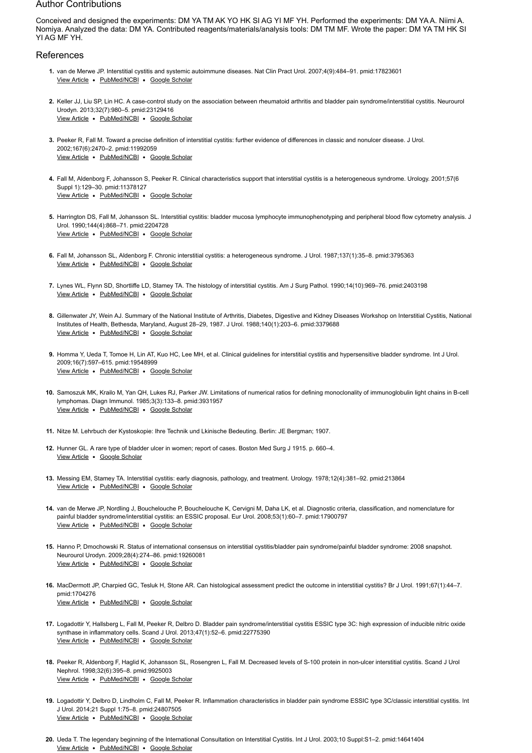## Author Contributions

Conceived and designed the experiments: DM YA TM AK YO HK SI AG YI MF YH. Performed the experiments: DM YA A. Niimi A. Nomiya. Analyzed the data: DM YA. Contributed reagents/materials/analysis tools: DM TM MF. Wrote the paper: DM YA TM HK SI YI AG MF YH.

## References

1. van de Merwe JP. Interstitial cystitis and systemic autoimmune diseases. Nat Clin Pract Urol. 2007;4(9):484–91. pmid:17823601
View Article • PubMed/NCBI • Google Scholar

2. Keller JJ, Liu SP, Lin HC. A case-control study on the association between rheumatoid arthritis and bladder pain syndrome/interstitial cystitis. Neurourol Urodyn. 2013;32(7):980–5. pmid:23129416
View Article • PubMed/NCBI • Google Scholar

3. Peeker R, Fall M. Toward a precise definition of interstitial cystitis: further evidence of differences in classic and nonulcer disease. J Urol. 2002;167(6):2470–2. pmid:11992059
View Article • PubMed/NCBI • Google Scholar

4. Fall M, Aldenborg F, Johansson S, Peeker R. Clinical characteristics support that interstitial cystitis is a heterogeneous syndrome. Urology. 2001;57(6 Suppl 1):129–30. pmid:11378127
View Article • PubMed/NCBI • Google Scholar

5. Harrington DS, Fall M, Johansson SL. Interstitial cystitis: bladder mucosa lymphocyte immunophenotyping and peripheral blood flow cytometry analysis. J Urol. 1990;144(4):868–71. pmid:2204728
View Article • PubMed/NCBI • Google Scholar

6. Fall M, Johansson SL, Aldenborg F. Chronic interstitial cystitis: a heterogeneous syndrome. J Urol. 1987;137(1):35–8. pmid:3795363
View Article • PubMed/NCBI • Google Scholar

7. Lynes WL, Flynn SD, Shortliffe LD, Stamey TA. The histology of interstitial cystitis. Am J Surg Pathol. 1990;14(10):969–76. pmid:2403198
View Article • PubMed/NCBI • Google Scholar

8. Gillenwater JY, Wein AJ. Summary of the National Institute of Arthritis, Diabetes, Digestive and Kidney Diseases Workshop on Interstitial Cystitis, National Institutes of Health, Bethesda, Maryland, August 28–29, 1987. J Urol. 1988;140(1):203–6. pmid:3379688
View Article • PubMed/NCBI • Google Scholar

9. Homma Y, Ueda T, Tomoe H, Lin AT, Kuo HC, Lee MH, et al. Clinical guidelines for interstitial cystitis and hypersensitive bladder syndrome. Int J Urol. 2009;16(7):597–615. pmid:19548999
View Article • PubMed/NCBI • Google Scholar

10. Samoszuk MK, Krailo M, Yan QH, Lukes RJ, Parker JW. Limitations of numerical ratios for defining monoclonality of immunoglobulin light chains in B-cell lymphomas. Diagn Immunol. 1985;3(3):133–8. pmid:3931957
View Article • PubMed/NCBI • Google Scholar

11. Nitze M. Lehrbuch der Kystoskopie: Ihre Technik und Lkinische Bedeuting. Berlin: JE Bergman; 1907.

12. Hunner GL. A rare type of bladder ulcer in women; report of cases. Boston Med Surg J 1915. p. 660–4.
View Article • Google Scholar

13. Messing EM, Stamey TA. Interstitial cystitis: early diagnosis, pathology, and treatment. Urology. 1978;12(4):381–92. pmid:213864
View Article • PubMed/NCBI • Google Scholar

14. van de Merwe JP, Nordling J, Bouchelouche P, Bouchelouche K, Cervigni M, Daha LK, et al. Diagnostic criteria, classification, and nomenclature for painful bladder syndrome/interstitial cystitis: an ESSIC proposal. Eur Urol. 2008;53(1):60–7. pmid:17900797
View Article • PubMed/NCBI • Google Scholar

15. Hanno P, Dmochowski R. Status of international consensus on interstitial cystitis/bladder pain syndrome/painful bladder syndrome: 2008 snapshot. Neurourol Urodyn. 2009;28(4):274–86. pmid:19260081
View Article • PubMed/NCBI • Google Scholar

16. MacDermott JP, Charpied GC, Tesluk H, Stone AR. Can histological assessment predict the outcome in interstitial cystitis? Br J Urol. 1991;67(1):44–7. pmid:1704276
View Article • PubMed/NCBI • Google Scholar

17. Logadottir Y, Hallsberg L, Fall M, Peeker R, Delbro D. Bladder pain syndrome/interstitial cystitis ESSIC type 3C: high expression of inducible nitric oxide synthase in inflammatory cells. Scand J Urol. 2013;47(1):52–6. pmid:22775390
View Article • PubMed/NCBI • Google Scholar

18. Peeker R, Aldenborg F, Haglid K, Johansson SL, Rosengren L, Fall M. Decreased levels of S-100 protein in non-ulcer interstitial cystitis. Scand J Urol Nephrol. 1998;32(6):395–8. pmid:9925003
View Article • PubMed/NCBI • Google Scholar

19. Logadottir Y, Delbro D, Lindholm C, Fall M, Peeker R. Inflammation characteristics in bladder pain syndrome ESSIC type 3C/classic interstitial cystitis. Int J Urol. 2014;21 Suppl 1:75–8. pmid:24807505
View Article • PubMed/NCBI • Google Scholar

20. Ueda T. The legendary beginning of the International Consultation on Interstitial Cystitis. Int J Urol. 2003;10 Suppl:S1–2. pmid:14641404
View Article • PubMed/NCBI • Google Scholar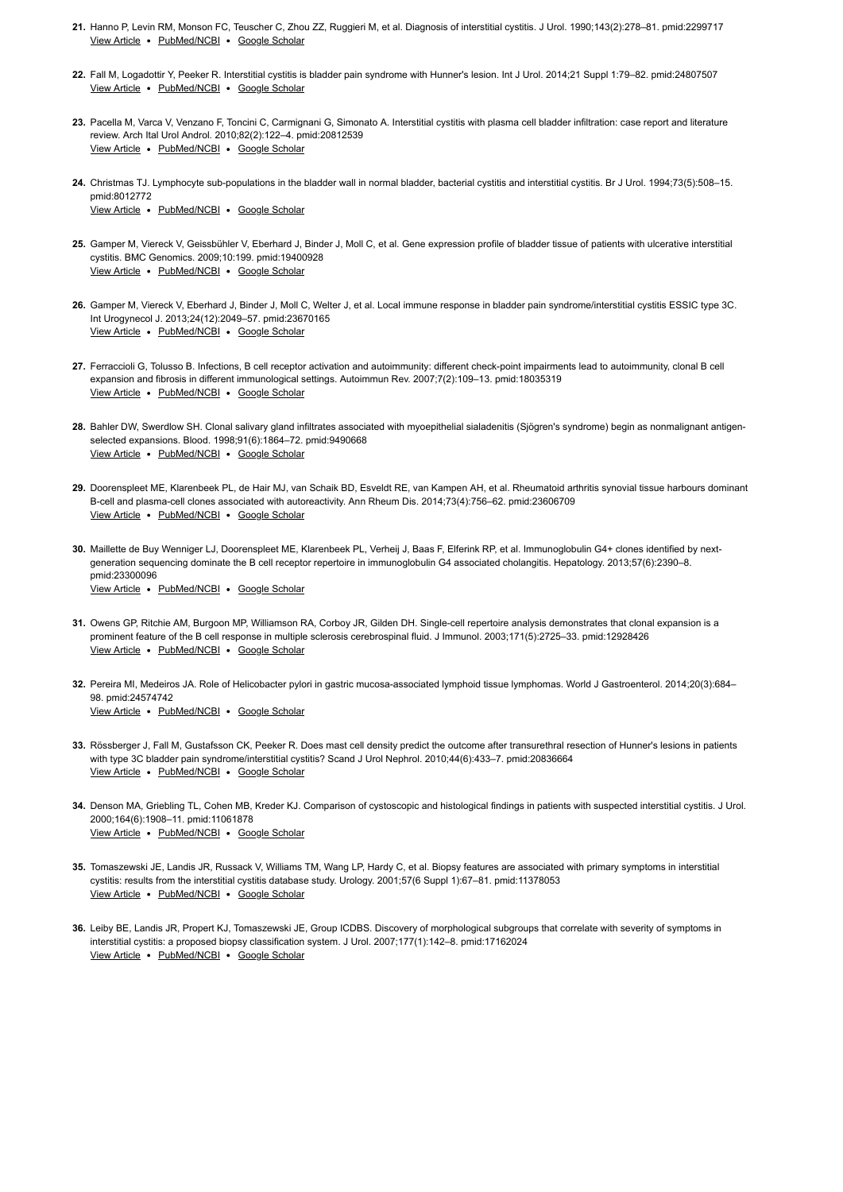21. Hanno P, Levin RM, Monson FC, Teuscher C, Zhou ZZ, Ruggieri M, et al. Diagnosis of interstitial cystitis. J Urol. 1990;143(2):278–81. pmid:2299717
View Article • PubMed/NCBI • Google Scholar

22. Fall M, Logadottir Y, Peeker R. Interstitial cystitis is bladder pain syndrome with Hunner's lesion. Int J Urol. 2014;21 Suppl 1:79–82. pmid:24807507
View Article • PubMed/NCBI • Google Scholar

23. Pacella M, Varca V, Venzano F, Toncini C, Carmignani G, Simonato A. Interstitial cystitis with plasma cell bladder infiltration: case report and literature review. Arch Ital Urol Androl. 2010;82(2):122–4. pmid:20812539
View Article • PubMed/NCBI • Google Scholar

24. Christmas TJ. Lymphocyte sub-populations in the bladder wall in normal bladder, bacterial cystitis and interstitial cystitis. Br J Urol. 1994;73(5):508–15. pmid:8012772
View Article • PubMed/NCBI • Google Scholar

25. Gamper M, Viereck V, Geissbühler V, Eberhard J, Binder J, Moll C, et al. Gene expression profile of bladder tissue of patients with ulcerative interstitial cystitis. BMC Genomics. 2009;10:199. pmid:19400928
View Article • PubMed/NCBI • Google Scholar

26. Gamper M, Viereck V, Eberhard J, Binder J, Moll C, Welter J, et al. Local immune response in bladder pain syndrome/interstitial cystitis ESSIC type 3C. Int Urogynecol J. 2013;24(12):2049–57. pmid:23670165
View Article • PubMed/NCBI • Google Scholar

27. Ferraccioli G, Tolusso B. Infections, B cell receptor activation and autoimmunity: different check-point impairments lead to autoimmunity, clonal B cell expansion and fibrosis in different immunological settings. Autoimmun Rev. 2007;7(2):109–13. pmid:18035319
View Article • PubMed/NCBI • Google Scholar

28. Bahler DW, Swerdlow SH. Clonal salivary gland infiltrates associated with myoepithelial sialadenitis (Sjögren's syndrome) begin as nonmalignant antigen-selected expansions. Blood. 1998;91(6):1864–72. pmid:9490668
View Article • PubMed/NCBI • Google Scholar

29. Doorenspleet ME, Klarenbeek PL, de Hair MJ, van Schaik BD, Esveldt RE, van Kampen AH, et al. Rheumatoid arthritis synovial tissue harbours dominant B-cell and plasma-cell clones associated with autoreactivity. Ann Rheum Dis. 2014;73(4):756–62. pmid:23606709
View Article • PubMed/NCBI • Google Scholar

30. Maillette de Buy Wenniger LJ, Doorenspleet ME, Klarenbeek PL, Verheij J, Baas F, Elferink RP, et al. Immunoglobulin G4+ clones identified by next-generation sequencing dominate the B cell receptor repertoire in immunoglobulin G4 associated cholangitis. Hepatology. 2013;57(6):2390–8. pmid:23300096
View Article • PubMed/NCBI • Google Scholar

31. Owens GP, Ritchie AM, Burgoon MP, Williamson RA, Corboy JR, Gilden DH. Single-cell repertoire analysis demonstrates that clonal expansion is a prominent feature of the B cell response in multiple sclerosis cerebrospinal fluid. J Immunol. 2003;171(5):2725–33. pmid:12928426
View Article • PubMed/NCBI • Google Scholar

32. Pereira MI, Medeiros JA. Role of Helicobacter pylori in gastric mucosa-associated lymphoid tissue lymphomas. World J Gastroenterol. 2014;20(3):684–98. pmid:24574742
View Article • PubMed/NCBI • Google Scholar

33. Rössberger J, Fall M, Gustafsson CK, Peeker R. Does mast cell density predict the outcome after transurethral resection of Hunner's lesions in patients with type 3C bladder pain syndrome/interstitial cystitis? Scand J Urol Nephrol. 2010;44(6):433–7. pmid:20836664
View Article • PubMed/NCBI • Google Scholar

34. Denson MA, Griebling TL, Cohen MB, Kreder KJ. Comparison of cystoscopic and histological findings in patients with suspected interstitial cystitis. J Urol. 2000;164(6):1908–11. pmid:11061878
View Article • PubMed/NCBI • Google Scholar

35. Tomaszewski JE, Landis JR, Russack V, Williams TM, Wang LP, Hardy C, et al. Biopsy features are associated with primary symptoms in interstitial cystitis: results from the interstitial cystitis database study. Urology. 2001;57(6 Suppl 1):67–81. pmid:11378053
View Article • PubMed/NCBI • Google Scholar

36. Leiby BE, Landis JR, Propert KJ, Tomaszewski JE, Group ICDBS. Discovery of morphological subgroups that correlate with severity of symptoms in interstitial cystitis: a proposed biopsy classification system. J Urol. 2007;177(1):142–8. pmid:17162024
View Article • PubMed/NCBI • Google Scholar